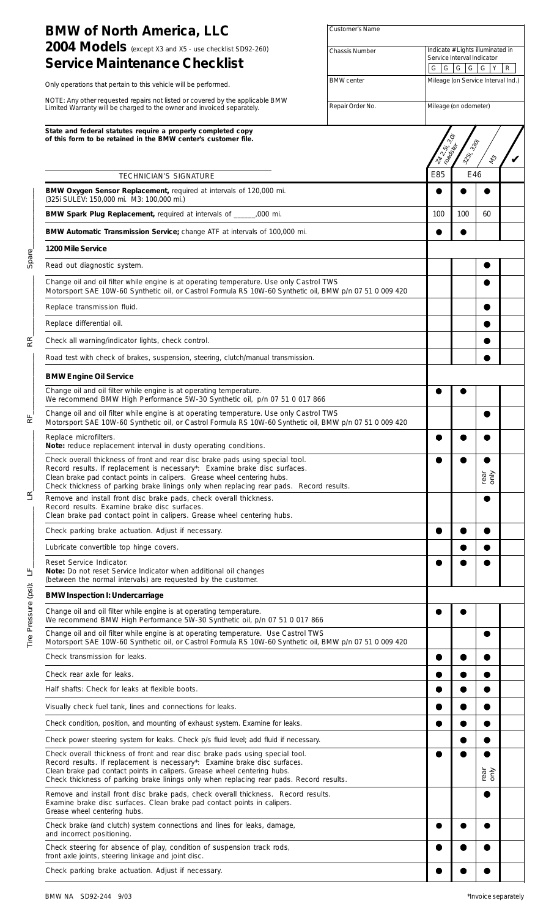# BMW of North America, LLC

## 2004 Models (except X3 and X5 - use checklist SD92-260)

## Service Maintenance Checklist

Only operations that pertain to this vehicle will be performed.

NOTE: Any other requested repairs not listed or covered by the applicable BMW Limited Warranty will be charged to the owner and invoiced separately.

| Customer's Name | |
|---|---|
| Chassis Number | Indicate # Lights illuminated in Service Interval Indicator: G G G G G Y R |
| BMW center | Mileage (on Service Interval Ind.) |
| Repair Order No. | Mileage (on odometer) |

**State and federal statutes require a properly completed copy of this form to be retained in the BMW center's customer file.**

TECHNICIAN'S SIGNATURE

Tire Pressure (psi): LF____ LR____ RF____ RR____ Spare____

| | Z4 2.5i, 3.0i roadster | 325i, 330i | M3 | ✔ |
|---|---|---|---|---|
| | E85 | E46 | | |
| **BMW Oxygen Sensor Replacement,** required at intervals of 120,000 mi. (325i SULEV: 150,000 mi. M3: 100,000 mi.) | ● | ● | ● | |
| **BMW Spark Plug Replacement,** required at intervals of ______,000 mi. | 100 | 100 | 60 | |
| **BMW Automatic Transmission Service;** change ATF at intervals of 100,000 mi. | ● | ● | | |
| **1200 Mile Service** | | | | |
| Read out diagnostic system. | | | ● | |
| Change oil and oil filter while engine is at operating temperature. Use only Castrol TWS Motorsport SAE 10W-60 Synthetic oil, or Castrol Formula RS 10W-60 Synthetic oil, BMW p/n 07 51 0 009 420 | | | ● | |
| Replace transmission fluid. | | | ● | |
| Replace differential oil. | | | ● | |
| Check all warning/indicator lights, check control. | | | ● | |
| Road test with check of brakes, suspension, steering, clutch/manual transmission. | | | ● | |
| **BMW Engine Oil Service** | | | | |
| Change oil and oil filter while engine is at operating temperature. We recommend BMW High Performance 5W-30 Synthetic oil, p/n 07 51 0 017 866 | ● | ● | | |
| Change oil and oil filter while engine is at operating temperature. Use only Castrol TWS Motorsport SAE 10W-60 Synthetic oil, or Castrol Formula RS 10W-60 Synthetic oil, BMW p/n 07 51 0 009 420 | | | ● | |
| Replace microfilters. **Note:** reduce replacement interval in dusty operating conditions. | ● | ● | ● | |
| Check overall thickness of front and rear disc brake pads using special tool. Record results. If replacement is necessary*: Examine brake disc surfaces. Clean brake pad contact points in calipers. Grease wheel centering hubs. Check thickness of parking brake linings only when replacing rear pads. Record results. | ● | ● | ● rear only | |
| Remove and install front disc brake pads, check overall thickness. Record results. Examine brake disc surfaces. Clean brake pad contact point in calipers. Grease wheel centering hubs. | | | ● | |
| Check parking brake actuation. Adjust if necessary. | ● | ● | ● | |
| Lubricate convertible top hinge covers. | | ● | ● | |
| Reset Service Indicator. **Note:** Do not reset Service Indicator when additional oil changes (between the normal intervals) are requested by the customer. | ● | ● | ● | |
| **BMW Inspection I: Undercarriage** | | | | |
| Change oil and oil filter while engine is at operating temperature. We recommend BMW High Performance 5W-30 Synthetic oil, p/n 07 51 0 017 866 | ● | ● | | |
| Change oil and oil filter while engine is at operating temperature. Use Castrol TWS Motorsport SAE 10W-60 Synthetic oil, or Castrol Formula RS 10W-60 Synthetic oil, BMW p/n 07 51 0 009 420 | | | ● | |
| Check transmission for leaks. | ● | ● | ● | |
| Check rear axle for leaks. | ● | ● | ● | |
| Half shafts: Check for leaks at flexible boots. | ● | ● | ● | |
| Visually check fuel tank, lines and connections for leaks. | ● | ● | ● | |
| Check condition, position, and mounting of exhaust system. Examine for leaks. | ● | ● | ● | |
| Check power steering system for leaks. Check p/s fluid level; add fluid if necessary. | | ● | ● | |
| Check overall thickness of front and rear disc brake pads using special tool. Record results. If replacement is necessary*: Examine brake disc surfaces. Clean brake pad contact points in calipers. Grease wheel centering hubs. Check thickness of parking brake linings only when replacing rear pads. Record results. | ● | ● | ● rear only | |
| Remove and install front disc brake pads, check overall thickness. Record results. Examine brake disc surfaces. Clean brake pad contact points in calipers. Grease wheel centering hubs. | | | ● | |
| Check brake (and clutch) system connections and lines for leaks, damage, and incorrect positioning. | ● | ● | ● | |
| Check steering for absence of play, condition of suspension track rods, front axle joints, steering linkage and joint disc. | ● | ● | ● | |
| Check parking brake actuation. Adjust if necessary. | ● | ● | ● | |

BMW NA SD92-244 9/03

*Invoice separately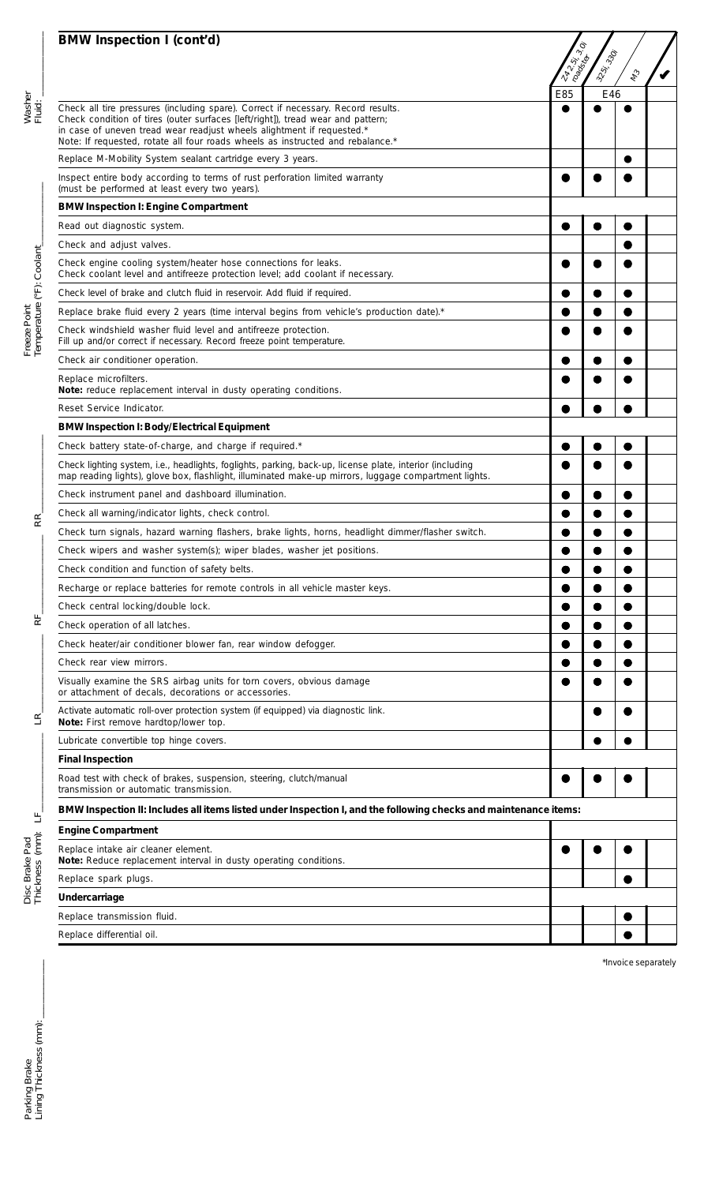## BMW Inspection I (cont'd)

| | Z4 2.5i, 3.0i roadster | 325i, 330i | M3 | ✔ |
|---|---|---|---|---|
| | E85 | E46 | | |
| Check all tire pressures (including spare). Correct if necessary. Record results. Check condition of tires (outer surfaces [left/right]), tread wear and pattern; in case of uneven tread wear readjust wheels alightment if requested.* Note: If requested, rotate all four roads wheels as instructed and rebalance.* | ● | ● | ● | |
| Replace M-Mobility System sealant cartridge every 3 years. | | | ● | |
| Inspect entire body according to terms of rust perforation limited warranty (must be performed at least every two years). | ● | ● | ● | |
| **BMW Inspection I: Engine Compartment** | | | | |
| Read out diagnostic system. | ● | ● | ● | |
| Check and adjust valves. | | | ● | |
| Check engine cooling system/heater hose connections for leaks. Check coolant level and antifreeze protection level; add coolant if necessary. | ● | ● | ● | |
| Check level of brake and clutch fluid in reservoir. Add fluid if required. | ● | ● | ● | |
| Replace brake fluid every 2 years (time interval begins from vehicle's production date).* | ● | ● | ● | |
| Check windshield washer fluid level and antifreeze protection. Fill up and/or correct if necessary. Record freeze point temperature. | ● | ● | ● | |
| Check air conditioner operation. | ● | ● | ● | |
| Replace microfilters. **Note:** reduce replacement interval in dusty operating conditions. | ● | ● | ● | |
| Reset Service Indicator. | ● | ● | ● | |
| **BMW Inspection I: Body/Electrical Equipment** | | | | |
| Check battery state-of-charge, and charge if required.* | ● | ● | ● | |
| Check lighting system, i.e., headlights, foglights, parking, back-up, license plate, interior (including map reading lights), glove box, flashlight, illuminated make-up mirrors, luggage compartment lights. | ● | ● | ● | |
| Check instrument panel and dashboard illumination. | ● | ● | ● | |
| Check all warning/indicator lights, check control. | ● | ● | ● | |
| Check turn signals, hazard warning flashers, brake lights, horns, headlight dimmer/flasher switch. | ● | ● | ● | |
| Check wipers and washer system(s); wiper blades, washer jet positions. | ● | ● | ● | |
| Check condition and function of safety belts. | ● | ● | ● | |
| Recharge or replace batteries for remote controls in all vehicle master keys. | ● | ● | ● | |
| Check central locking/double lock. | ● | ● | ● | |
| Check operation of all latches. | ● | ● | ● | |
| Check heater/air conditioner blower fan, rear window defogger. | ● | ● | ● | |
| Check rear view mirrors. | ● | ● | ● | |
| Visually examine the SRS airbag units for torn covers, obvious damage or attachment of decals, decorations or accessories. | ● | ● | ● | |
| Activate automatic roll-over protection system (if equipped) via diagnostic link. **Note:** First remove hardtop/lower top. | | ● | ● | |
| Lubricate convertible top hinge covers. | | ● | ● | |
| **Final Inspection** | | | | |
| Road test with check of brakes, suspension, steering, clutch/manual transmission or automatic transmission. | ● | ● | ● | |
| **BMW Inspection II: Includes all items listed under Inspection I, and the following checks and maintenance items:** | | | | |
| **Engine Compartment** | | | | |
| Replace intake air cleaner element. **Note:** Reduce replacement interval in dusty operating conditions. | ● | ● | ● | |
| Replace spark plugs. | | | ● | |
| **Undercarriage** | | | | |
| Replace transmission fluid. | | | ● | |
| Replace differential oil. | | | ● | |

*Invoice separately

Washer Fluid: \_\_\_\_\_\_\_\_

Freeze Point Temperature (°F): Coolant \_\_\_\_\_\_\_\_

Disc Brake Pad Thickness (mm): LF \_\_\_\_\_\_ LR \_\_\_\_\_\_ RF \_\_\_\_\_\_ RR \_\_\_\_\_\_

Parking Brake Lining Thickness (mm): \_\_\_\_\_\_\_\_